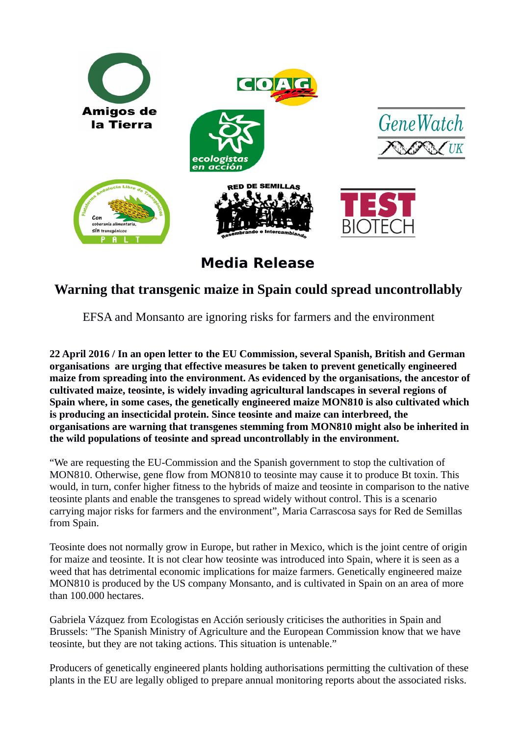Amigos de la Tierra

COAG

ecologistas en acción

GeneWatch UK

Plataforma Andalucia Libre de Transgénicos – Con soberanía alimentaria, sin transgénicos – PALT

RED DE SEMILLAS – Resembrando e Intercambiando

TEST BIOTECH

# Media Release

## Warning that transgenic maize in Spain could spread uncontrollably

EFSA and Monsanto are ignoring risks for farmers and the environment

**22 April 2016 / In an open letter to the EU Commission, several Spanish, British and German organisations are urging that effective measures be taken to prevent genetically engineered maize from spreading into the environment. As evidenced by the organisations, the ancestor of cultivated maize, teosinte, is widely invading agricultural landscapes in several regions of Spain where, in some cases, the genetically engineered maize MON810 is also cultivated which is producing an insecticidal protein. Since teosinte and maize can interbreed, the organisations are warning that transgenes stemming from MON810 might also be inherited in the wild populations of teosinte and spread uncontrollably in the environment.**

"We are requesting the EU-Commission and the Spanish government to stop the cultivation of MON810. Otherwise, gene flow from MON810 to teosinte may cause it to produce Bt toxin. This would, in turn, confer higher fitness to the hybrids of maize and teosinte in comparison to the native teosinte plants and enable the transgenes to spread widely without control. This is a scenario carrying major risks for farmers and the environment", Maria Carrascosa says for Red de Semillas from Spain.

Teosinte does not normally grow in Europe, but rather in Mexico, which is the joint centre of origin for maize and teosinte. It is not clear how teosinte was introduced into Spain, where it is seen as a weed that has detrimental economic implications for maize farmers. Genetically engineered maize MON810 is produced by the US company Monsanto, and is cultivated in Spain on an area of more than 100.000 hectares.

Gabriela Vázquez from Ecologistas en Acción seriously criticises the authorities in Spain and Brussels: "The Spanish Ministry of Agriculture and the European Commission know that we have teosinte, but they are not taking actions. This situation is untenable."

Producers of genetically engineered plants holding authorisations permitting the cultivation of these plants in the EU are legally obliged to prepare annual monitoring reports about the associated risks.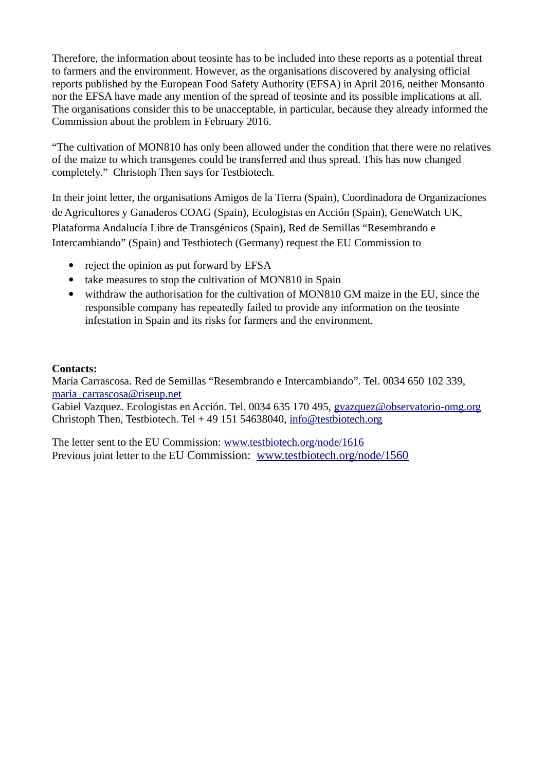Therefore, the information about teosinte has to be included into these reports as a potential threat to farmers and the environment. However, as the organisations discovered by analysing official reports published by the European Food Safety Authority (EFSA) in April 2016, neither Monsanto nor the EFSA have made any mention of the spread of teosinte and its possible implications at all. The organisations consider this to be unacceptable, in particular, because they already informed the Commission about the problem in February 2016.

“The cultivation of MON810 has only been allowed under the condition that there were no relatives of the maize to which transgenes could be transferred and thus spread. This has now changed completely.” Christoph Then says for Testbiotech.

In their joint letter, the organisations Amigos de la Tierra (Spain), Coordinadora de Organizaciones de Agricultores y Ganaderos COAG (Spain), Ecologistas en Acción (Spain), GeneWatch UK, Plataforma Andalucía Libre de Transgénicos (Spain), Red de Semillas “Resembrando e Intercambiando” (Spain) and Testbiotech (Germany) request the EU Commission to

- reject the opinion as put forward by EFSA
- take measures to stop the cultivation of MON810 in Spain
- withdraw the authorisation for the cultivation of MON810 GM maize in the EU, since the responsible company has repeatedly failed to provide any information on the teosinte infestation in Spain and its risks for farmers and the environment.

**Contacts:**
María Carrascosa. Red de Semillas “Resembrando e Intercambiando”. Tel. 0034 650 102 339, maria_carrascosa@riseup.net
Gabiel Vazquez. Ecologistas en Acción. Tel. 0034 635 170 495, gvazquez@observatorio-omg.org
Christoph Then, Testbiotech. Tel + 49 151 54638040, info@testbiotech.org

The letter sent to the EU Commission: www.testbiotech.org/node/1616
Previous joint letter to the EU Commission: www.testbiotech.org/node/1560